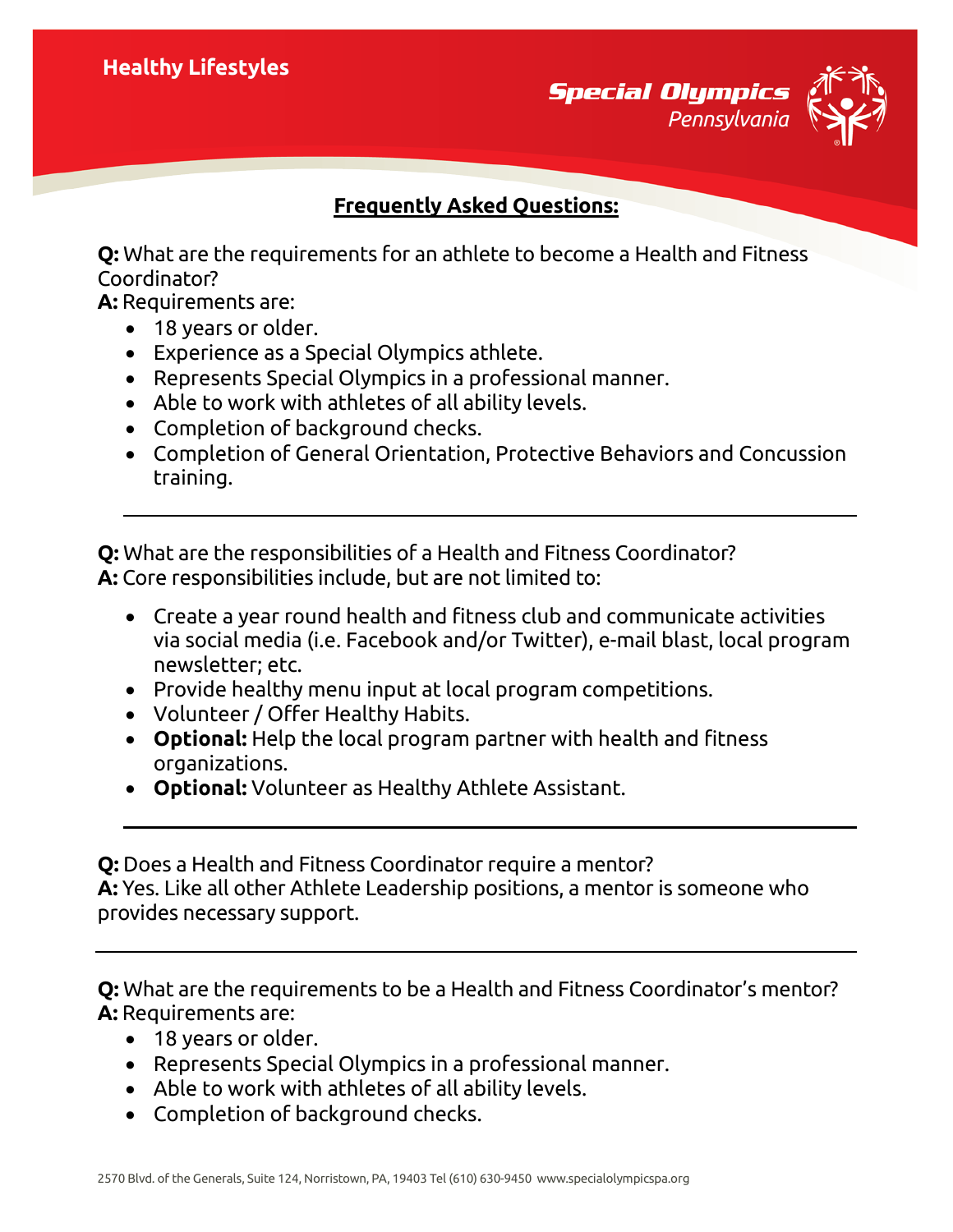**Healthy Lifestyles**

**Special Olympics Pennsylvania**

## Frequently Asked Questions:

**Q:** What are the requirements for an athlete to become a Health and Fitness Coordinator?
**A:** Requirements are:

- 18 years or older.
- Experience as a Special Olympics athlete.
- Represents Special Olympics in a professional manner.
- Able to work with athletes of all ability levels.
- Completion of background checks.
- Completion of General Orientation, Protective Behaviors and Concussion training.

---

**Q:** What are the responsibilities of a Health and Fitness Coordinator?
**A:** Core responsibilities include, but are not limited to:

- Create a year round health and fitness club and communicate activities via social media (i.e. Facebook and/or Twitter), e-mail blast, local program newsletter; etc.
- Provide healthy menu input at local program competitions.
- Volunteer / Offer Healthy Habits.
- **Optional:** Help the local program partner with health and fitness organizations.
- **Optional:** Volunteer as Healthy Athlete Assistant.

---

**Q:** Does a Health and Fitness Coordinator require a mentor?
**A:** Yes. Like all other Athlete Leadership positions, a mentor is someone who provides necessary support.

---

**Q:** What are the requirements to be a Health and Fitness Coordinator's mentor?
**A:** Requirements are:

- 18 years or older.
- Represents Special Olympics in a professional manner.
- Able to work with athletes of all ability levels.
- Completion of background checks.

2570 Blvd. of the Generals, Suite 124, Norristown, PA, 19403 Tel (610) 630-9450 www.specialolympicspa.org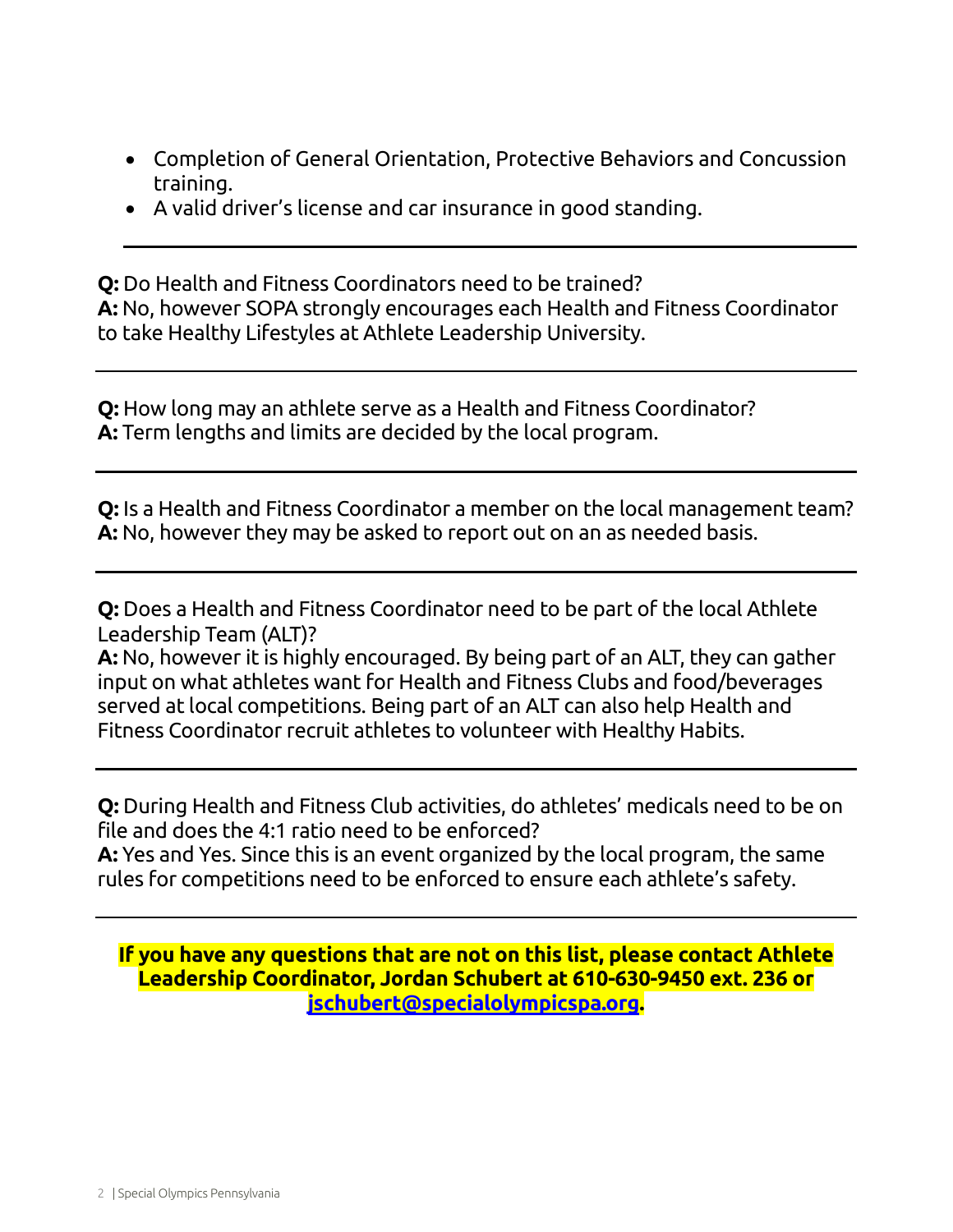- Completion of General Orientation, Protective Behaviors and Concussion training.
- A valid driver's license and car insurance in good standing.

---

**Q:** Do Health and Fitness Coordinators need to be trained?
**A:** No, however SOPA strongly encourages each Health and Fitness Coordinator to take Healthy Lifestyles at Athlete Leadership University.

---

**Q:** How long may an athlete serve as a Health and Fitness Coordinator?
**A:** Term lengths and limits are decided by the local program.

---

**Q:** Is a Health and Fitness Coordinator a member on the local management team?
**A:** No, however they may be asked to report out on an as needed basis.

---

**Q:** Does a Health and Fitness Coordinator need to be part of the local Athlete Leadership Team (ALT)?
**A:** No, however it is highly encouraged. By being part of an ALT, they can gather input on what athletes want for Health and Fitness Clubs and food/beverages served at local competitions. Being part of an ALT can also help Health and Fitness Coordinator recruit athletes to volunteer with Healthy Habits.

---

**Q:** During Health and Fitness Club activities, do athletes' medicals need to be on file and does the 4:1 ratio need to be enforced?
**A:** Yes and Yes. Since this is an event organized by the local program, the same rules for competitions need to be enforced to ensure each athlete's safety.

---

**If you have any questions that are not on this list, please contact Athlete Leadership Coordinator, Jordan Schubert at 610-630-9450 ext. 236 or [jschubert@specialolympicspa.org](mailto:jschubert@specialolympicspa.org).**